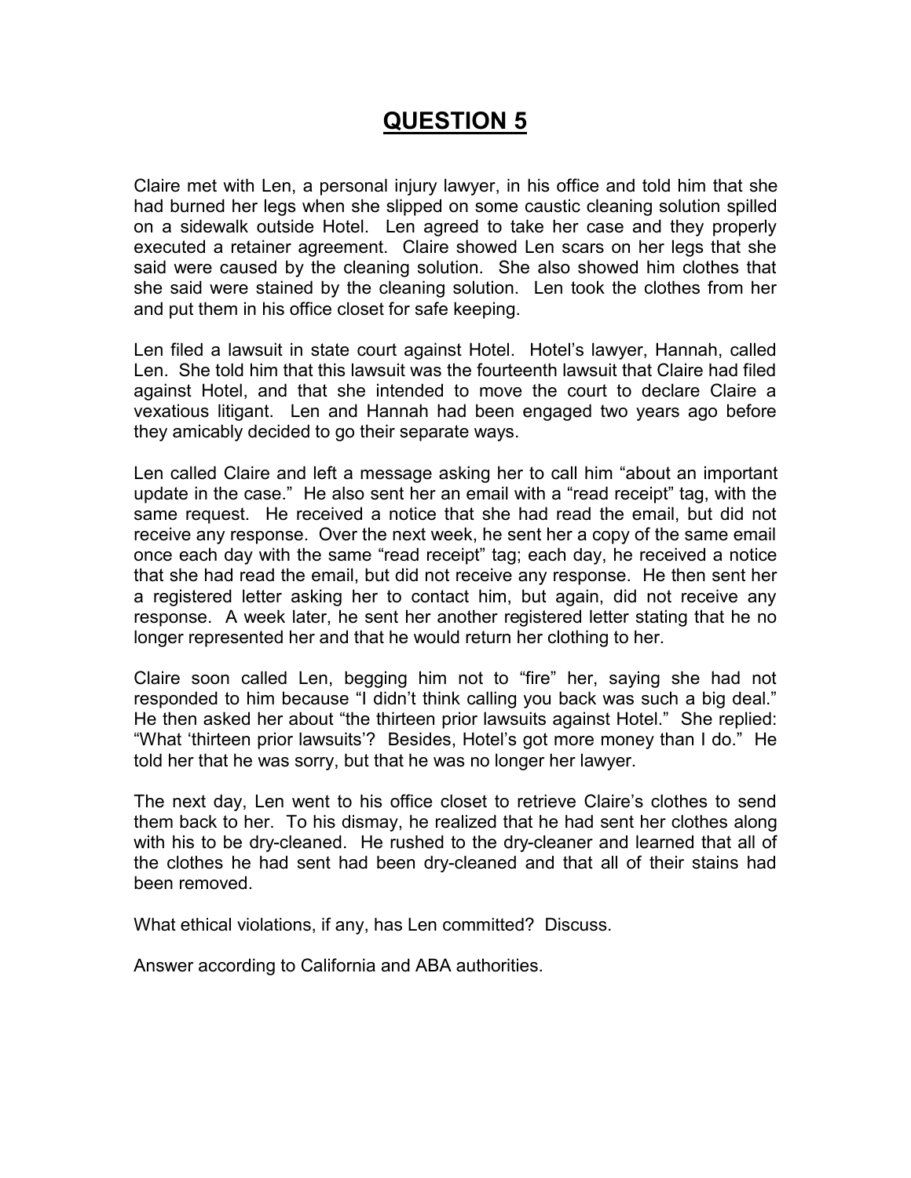# QUESTION 5

Claire met with Len, a personal injury lawyer, in his office and told him that she had burned her legs when she slipped on some caustic cleaning solution spilled on a sidewalk outside Hotel. Len agreed to take her case and they properly executed a retainer agreement. Claire showed Len scars on her legs that she said were caused by the cleaning solution. She also showed him clothes that she said were stained by the cleaning solution. Len took the clothes from her and put them in his office closet for safe keeping.

Len filed a lawsuit in state court against Hotel. Hotel's lawyer, Hannah, called Len. She told him that this lawsuit was the fourteenth lawsuit that Claire had filed against Hotel, and that she intended to move the court to declare Claire a vexatious litigant. Len and Hannah had been engaged two years ago before they amicably decided to go their separate ways.

Len called Claire and left a message asking her to call him "about an important update in the case." He also sent her an email with a "read receipt" tag, with the same request. He received a notice that she had read the email, but did not receive any response. Over the next week, he sent her a copy of the same email once each day with the same "read receipt" tag; each day, he received a notice that she had read the email, but did not receive any response. He then sent her a registered letter asking her to contact him, but again, did not receive any response. A week later, he sent her another registered letter stating that he no longer represented her and that he would return her clothing to her.

Claire soon called Len, begging him not to "fire" her, saying she had not responded to him because "I didn't think calling you back was such a big deal." He then asked her about "the thirteen prior lawsuits against Hotel." She replied: "What 'thirteen prior lawsuits'? Besides, Hotel's got more money than I do." He told her that he was sorry, but that he was no longer her lawyer.

The next day, Len went to his office closet to retrieve Claire's clothes to send them back to her. To his dismay, he realized that he had sent her clothes along with his to be dry-cleaned. He rushed to the dry-cleaner and learned that all of the clothes he had sent had been dry-cleaned and that all of their stains had been removed.

What ethical violations, if any, has Len committed? Discuss.

Answer according to California and ABA authorities.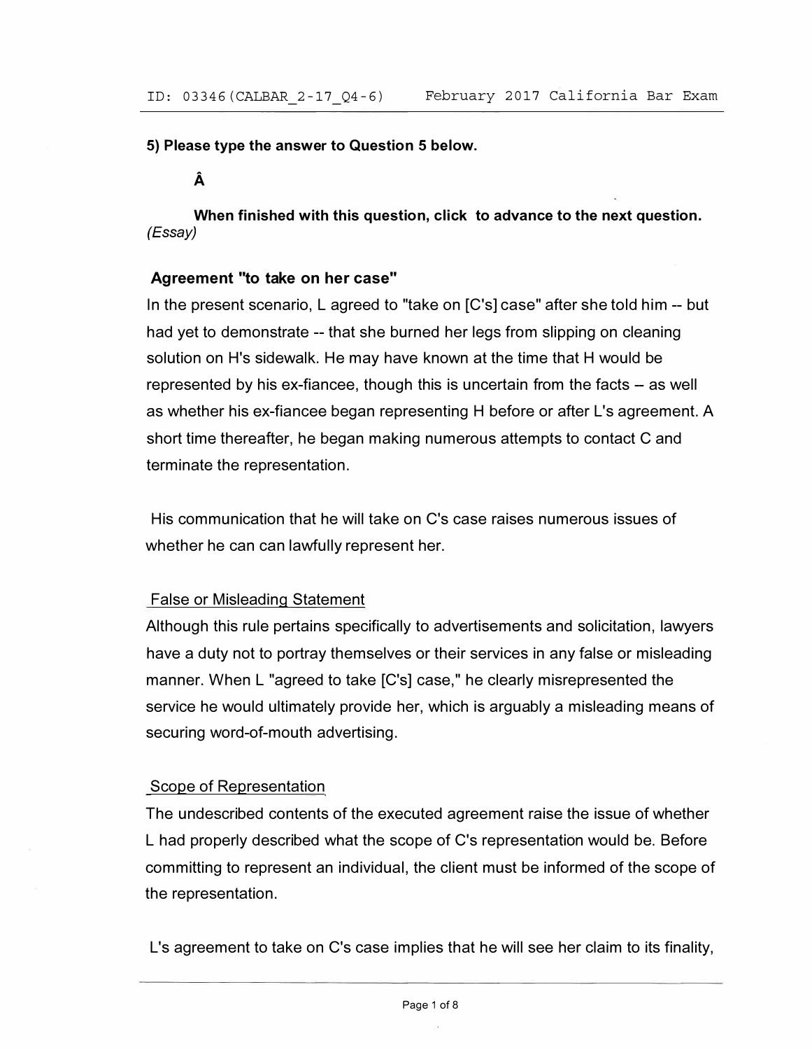**5) Please type the answer to Question 5 below.**

**Â**

**When finished with this question, click to advance to the next question.** *(Essay)*

**Agreement "to take on her case"**

In the present scenario, L agreed to "take on [C's] case" after she told him -- but had yet to demonstrate -- that she burned her legs from slipping on cleaning solution on H's sidewalk. He may have known at the time that H would be represented by his ex-fiancee, though this is uncertain from the facts – as well as whether his ex-fiancee began representing H before or after L's agreement. A short time thereafter, he began making numerous attempts to contact C and terminate the representation.

His communication that he will take on C's case raises numerous issues of whether he can can lawfully represent her.

False or Misleading Statement

Although this rule pertains specifically to advertisements and solicitation, lawyers have a duty not to portray themselves or their services in any false or misleading manner. When L "agreed to take [C's] case," he clearly misrepresented the service he would ultimately provide her, which is arguably a misleading means of securing word-of-mouth advertising.

Scope of Representation

The undescribed contents of the executed agreement raise the issue of whether L had properly described what the scope of C's representation would be. Before committing to represent an individual, the client must be informed of the scope of the representation.

L's agreement to take on C's case implies that he will see her claim to its finality,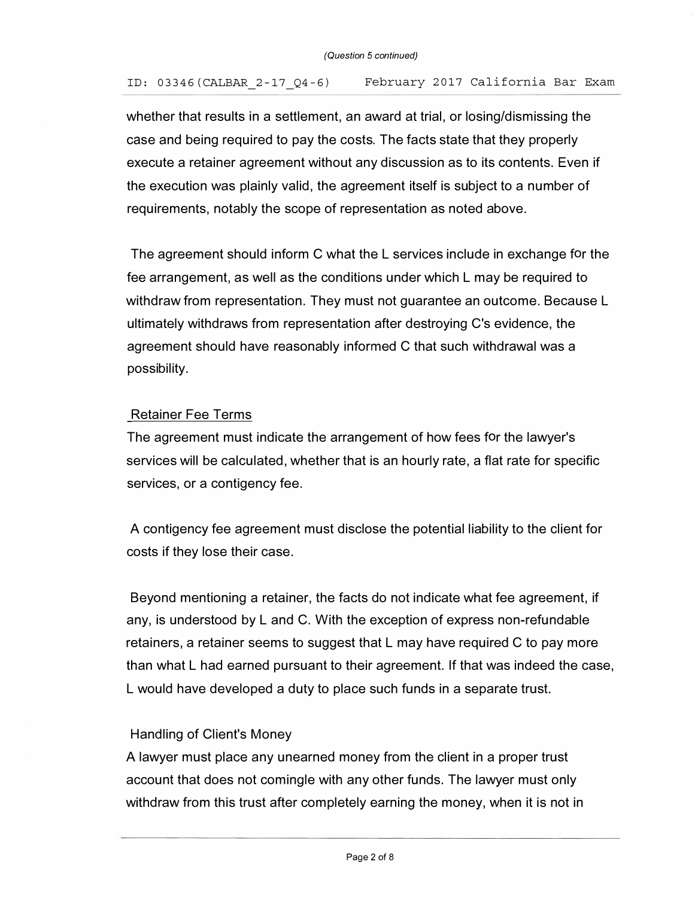whether that results in a settlement, an award at trial, or losing/dismissing the case and being required to pay the costs. The facts state that they properly execute a retainer agreement without any discussion as to its contents. Even if the execution was plainly valid, the agreement itself is subject to a number of requirements, notably the scope of representation as noted above.

The agreement should inform C what the L services include in exchange for the fee arrangement, as well as the conditions under which L may be required to withdraw from representation. They must not guarantee an outcome. Because L ultimately withdraws from representation after destroying C's evidence, the agreement should have reasonably informed C that such withdrawal was a possibility.

Retainer Fee Terms

The agreement must indicate the arrangement of how fees for the lawyer's services will be calculated, whether that is an hourly rate, a flat rate for specific services, or a contigency fee.

A contigency fee agreement must disclose the potential liability to the client for costs if they lose their case.

Beyond mentioning a retainer, the facts do not indicate what fee agreement, if any, is understood by L and C. With the exception of express non-refundable retainers, a retainer seems to suggest that L may have required C to pay more than what L had earned pursuant to their agreement. If that was indeed the case, L would have developed a duty to place such funds in a separate trust.

Handling of Client's Money

A lawyer must place any unearned money from the client in a proper trust account that does not comingle with any other funds. The lawyer must only withdraw from this trust after completely earning the money, when it is not in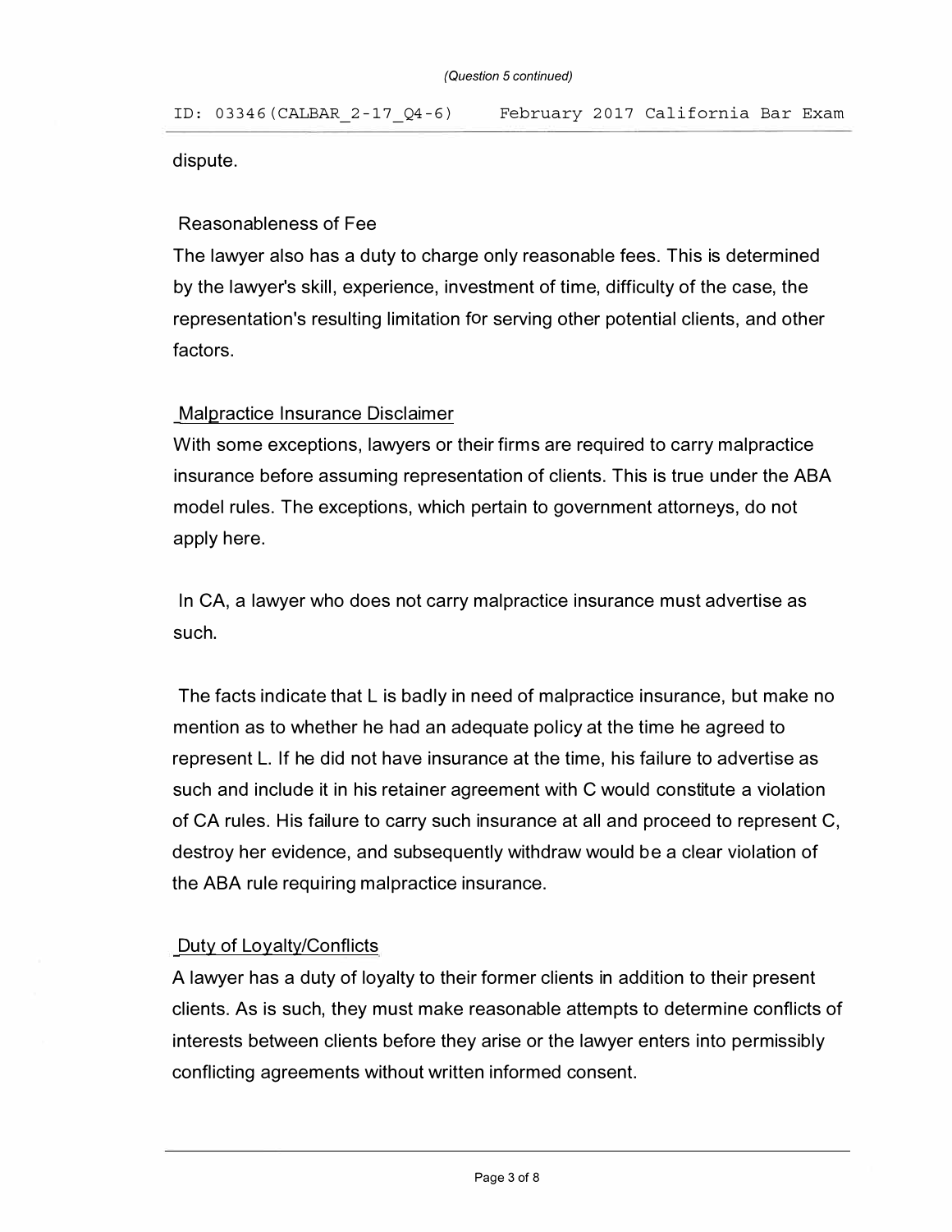dispute.

Reasonableness of Fee

The lawyer also has a duty to charge only reasonable fees. This is determined by the lawyer's skill, experience, investment of time, difficulty of the case, the representation's resulting limitation for serving other potential clients, and other factors.

Malpractice Insurance Disclaimer

With some exceptions, lawyers or their firms are required to carry malpractice insurance before assuming representation of clients. This is true under the ABA model rules. The exceptions, which pertain to government attorneys, do not apply here.

In CA, a lawyer who does not carry malpractice insurance must advertise as such.

The facts indicate that L is badly in need of malpractice insurance, but make no mention as to whether he had an adequate policy at the time he agreed to represent L. If he did not have insurance at the time, his failure to advertise as such and include it in his retainer agreement with C would constitute a violation of CA rules. His failure to carry such insurance at all and proceed to represent C, destroy her evidence, and subsequently withdraw would be a clear violation of the ABA rule requiring malpractice insurance.

Duty of Loyalty/Conflicts

A lawyer has a duty of loyalty to their former clients in addition to their present clients. As is such, they must make reasonable attempts to determine conflicts of interests between clients before they arise or the lawyer enters into permissibly conflicting agreements without written informed consent.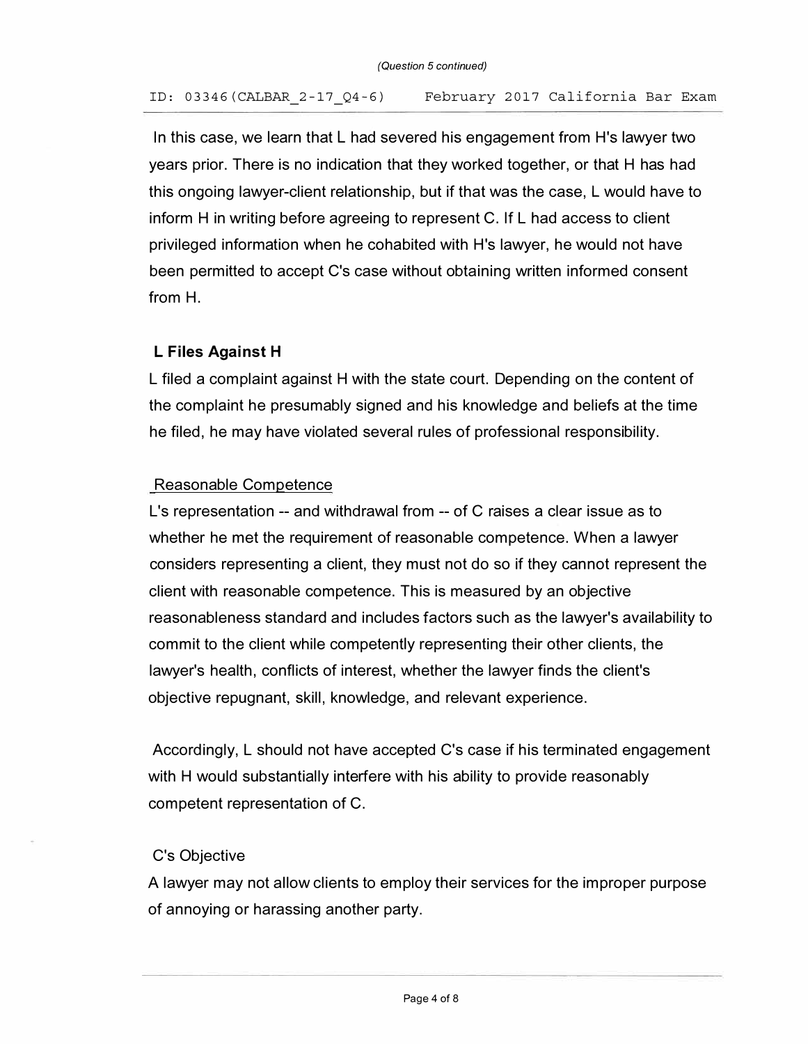In this case, we learn that L had severed his engagement from H's lawyer two years prior. There is no indication that they worked together, or that H has had this ongoing lawyer-client relationship, but if that was the case, L would have to inform H in writing before agreeing to represent C. If L had access to client privileged information when he cohabited with H's lawyer, he would not have been permitted to accept C's case without obtaining written informed consent from H.

**L Files Against H**

L filed a complaint against H with the state court. Depending on the content of the complaint he presumably signed and his knowledge and beliefs at the time he filed, he may have violated several rules of professional responsibility.

Reasonable Competence

L's representation -- and withdrawal from -- of C raises a clear issue as to whether he met the requirement of reasonable competence. When a lawyer considers representing a client, they must not do so if they cannot represent the client with reasonable competence. This is measured by an objective reasonableness standard and includes factors such as the lawyer's availability to commit to the client while competently representing their other clients, the lawyer's health, conflicts of interest, whether the lawyer finds the client's objective repugnant, skill, knowledge, and relevant experience.

Accordingly, L should not have accepted C's case if his terminated engagement with H would substantially interfere with his ability to provide reasonably competent representation of C.

C's Objective

A lawyer may not allow clients to employ their services for the improper purpose of annoying or harassing another party.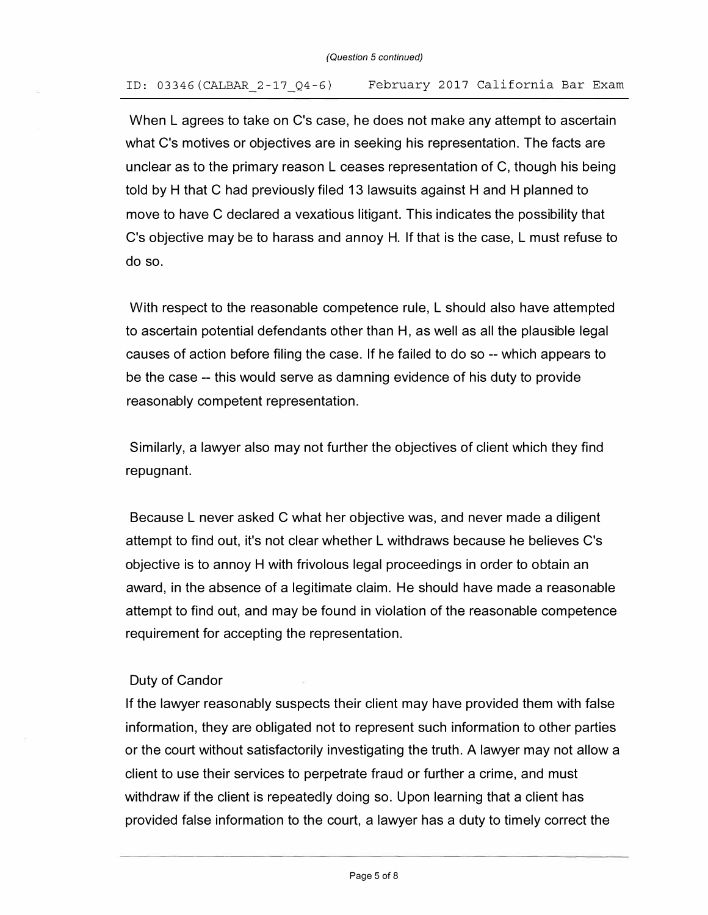When L agrees to take on C's case, he does not make any attempt to ascertain what C's motives or objectives are in seeking his representation. The facts are unclear as to the primary reason L ceases representation of C, though his being told by H that C had previously filed 13 lawsuits against H and H planned to move to have C declared a vexatious litigant. This indicates the possibility that C's objective may be to harass and annoy H. If that is the case, L must refuse to do so.

With respect to the reasonable competence rule, L should also have attempted to ascertain potential defendants other than H, as well as all the plausible legal causes of action before filing the case. If he failed to do so -- which appears to be the case -- this would serve as damning evidence of his duty to provide reasonably competent representation.

Similarly, a lawyer also may not further the objectives of client which they find repugnant.

Because L never asked C what her objective was, and never made a diligent attempt to find out, it's not clear whether L withdraws because he believes C's objective is to annoy H with frivolous legal proceedings in order to obtain an award, in the absence of a legitimate claim. He should have made a reasonable attempt to find out, and may be found in violation of the reasonable competence requirement for accepting the representation.

Duty of Candor

If the lawyer reasonably suspects their client may have provided them with false information, they are obligated not to represent such information to other parties or the court without satisfactorily investigating the truth. A lawyer may not allow a client to use their services to perpetrate fraud or further a crime, and must withdraw if the client is repeatedly doing so. Upon learning that a client has provided false information to the court, a lawyer has a duty to timely correct the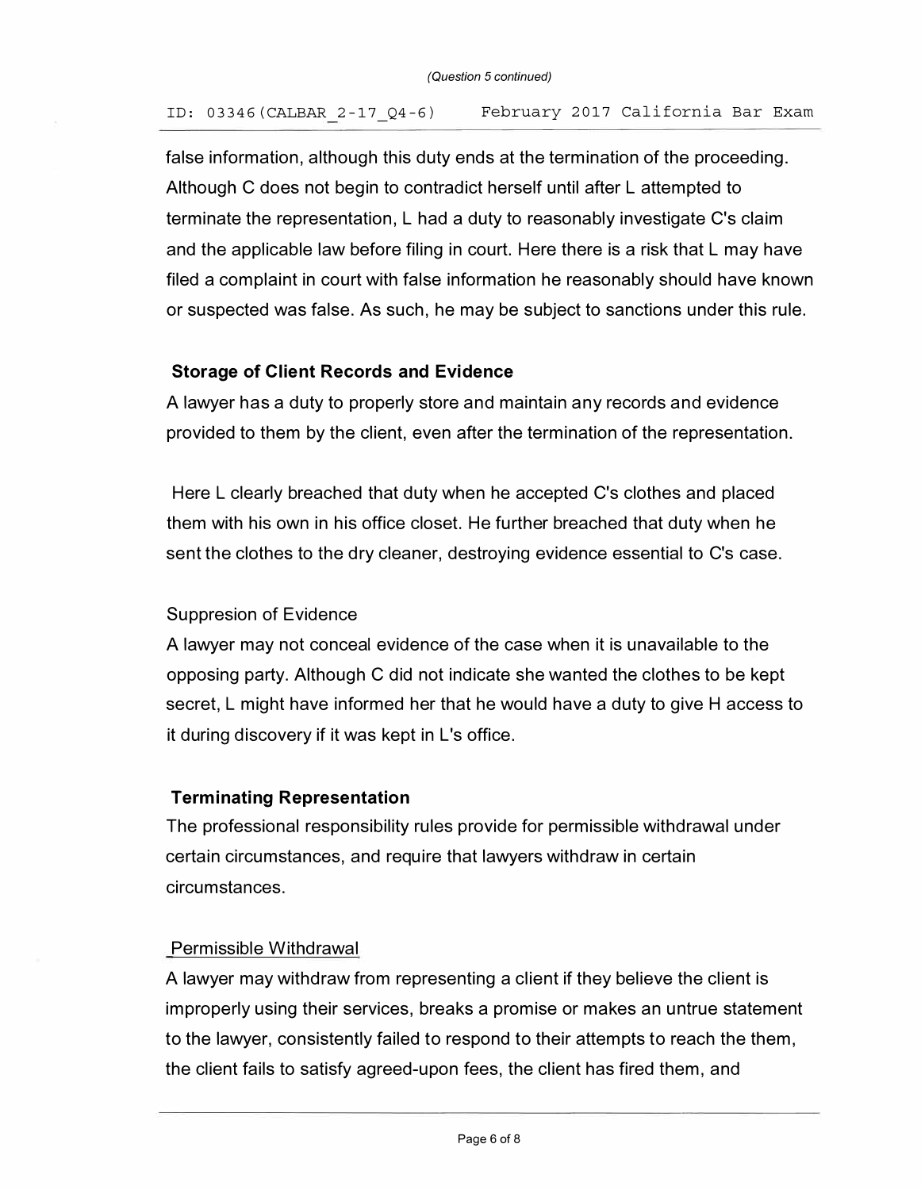false information, although this duty ends at the termination of the proceeding. Although C does not begin to contradict herself until after L attempted to terminate the representation, L had a duty to reasonably investigate C's claim and the applicable law before filing in court. Here there is a risk that L may have filed a complaint in court with false information he reasonably should have known or suspected was false. As such, he may be subject to sanctions under this rule.

**Storage of Client Records and Evidence**

A lawyer has a duty to properly store and maintain any records and evidence provided to them by the client, even after the termination of the representation.

Here L clearly breached that duty when he accepted C's clothes and placed them with his own in his office closet. He further breached that duty when he sent the clothes to the dry cleaner, destroying evidence essential to C's case.

Suppresion of Evidence

A lawyer may not conceal evidence of the case when it is unavailable to the opposing party. Although C did not indicate she wanted the clothes to be kept secret, L might have informed her that he would have a duty to give H access to it during discovery if it was kept in L's office.

**Terminating Representation**

The professional responsibility rules provide for permissible withdrawal under certain circumstances, and require that lawyers withdraw in certain circumstances.

Permissible Withdrawal

A lawyer may withdraw from representing a client if they believe the client is improperly using their services, breaks a promise or makes an untrue statement to the lawyer, consistently failed to respond to their attempts to reach the them, the client fails to satisfy agreed-upon fees, the client has fired them, and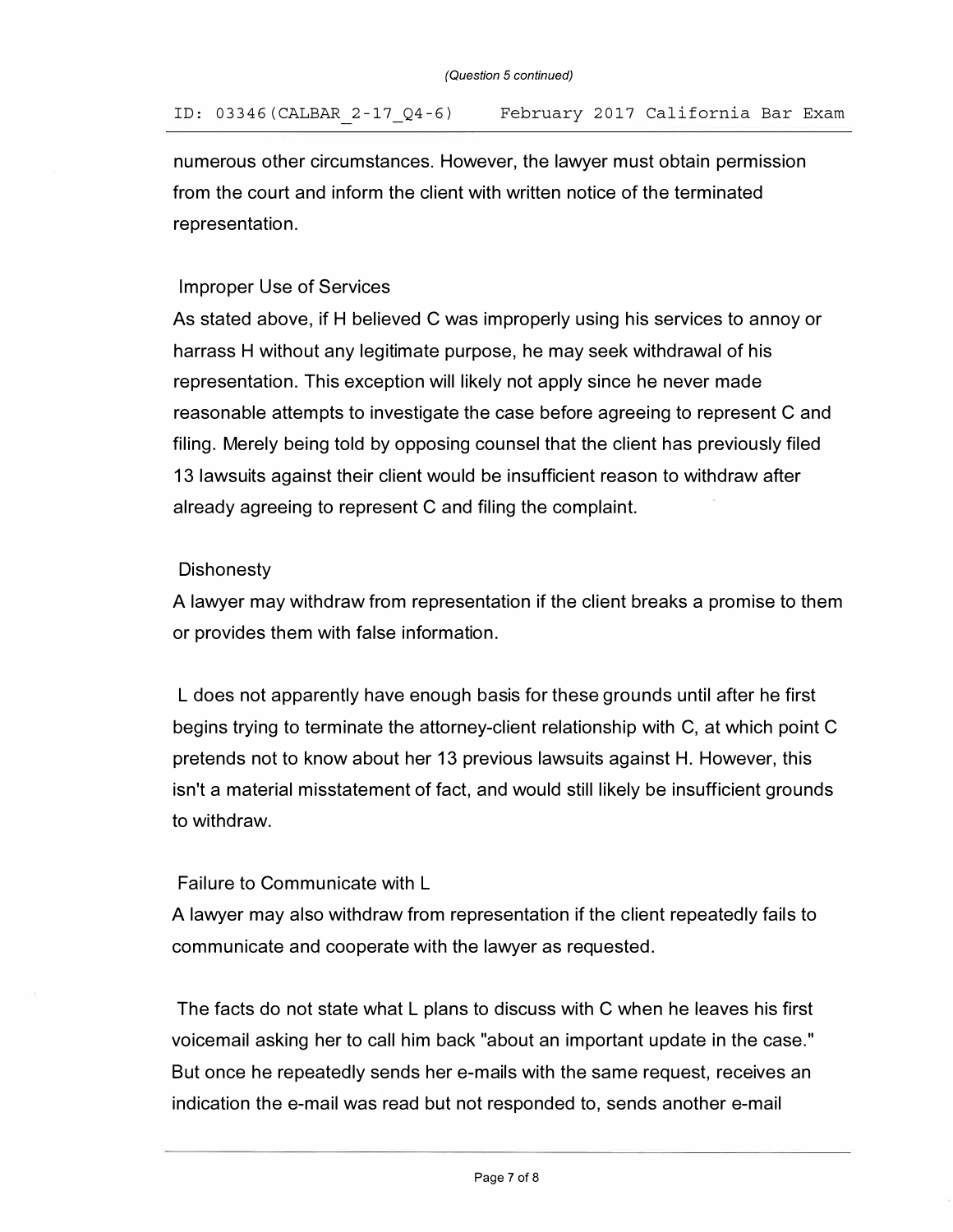numerous other circumstances. However, the lawyer must obtain permission from the court and inform the client with written notice of the terminated representation.

### Improper Use of Services

As stated above, if H believed C was improperly using his services to annoy or harrass H without any legitimate purpose, he may seek withdrawal of his representation. This exception will likely not apply since he never made reasonable attempts to investigate the case before agreeing to represent C and filing. Merely being told by opposing counsel that the client has previously filed 13 lawsuits against their client would be insufficient reason to withdraw after already agreeing to represent C and filing the complaint.

### Dishonesty

A lawyer may withdraw from representation if the client breaks a promise to them or provides them with false information.

L does not apparently have enough basis for these grounds until after he first begins trying to terminate the attorney-client relationship with C, at which point C pretends not to know about her 13 previous lawsuits against H. However, this isn't a material misstatement of fact, and would still likely be insufficient grounds to withdraw.

### Failure to Communicate with L

A lawyer may also withdraw from representation if the client repeatedly fails to communicate and cooperate with the lawyer as requested.

The facts do not state what L plans to discuss with C when he leaves his first voicemail asking her to call him back "about an important update in the case." But once he repeatedly sends her e-mails with the same request, receives an indication the e-mail was read but not responded to, sends another e-mail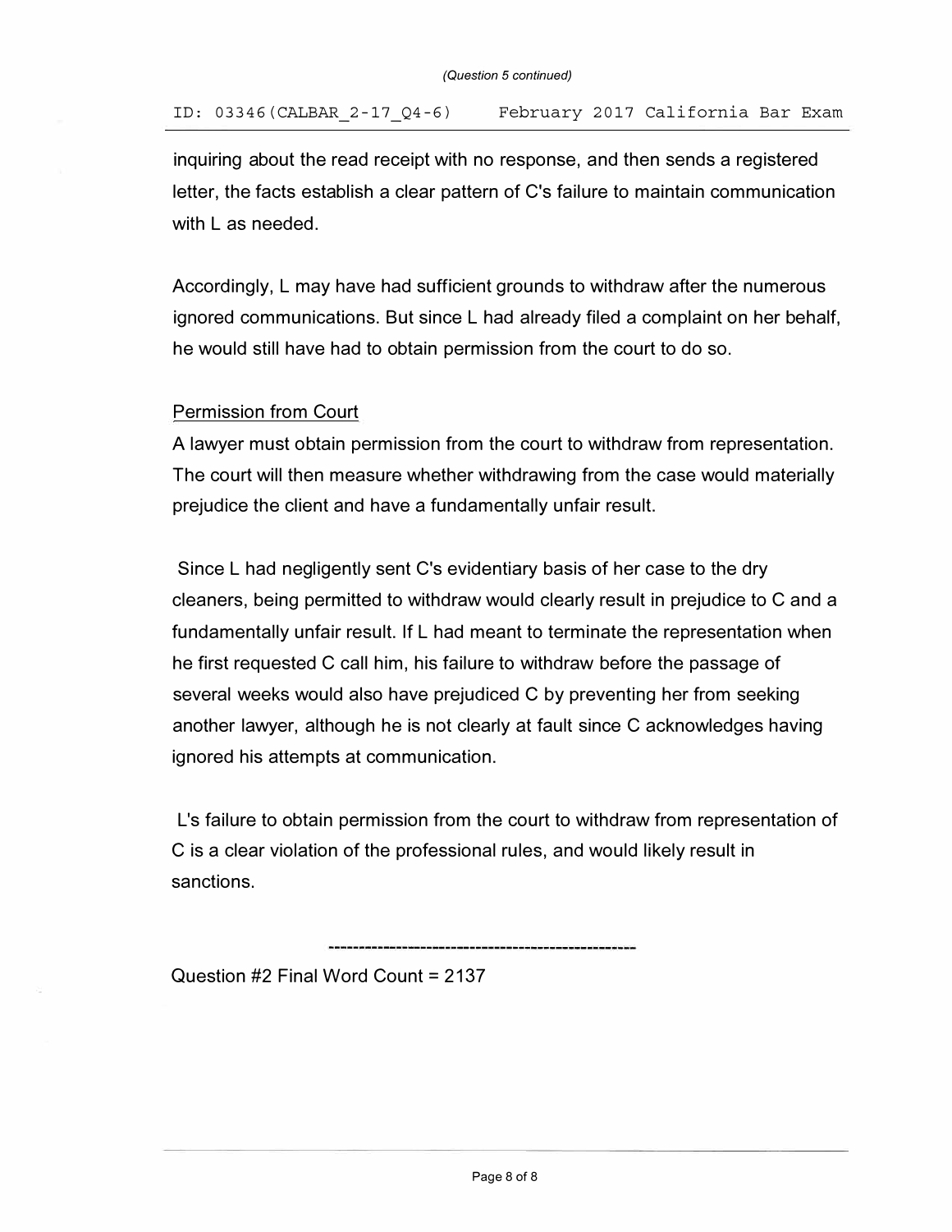inquiring about the read receipt with no response, and then sends a registered letter, the facts establish a clear pattern of C's failure to maintain communication with L as needed.

Accordingly, L may have had sufficient grounds to withdraw after the numerous ignored communications. But since L had already filed a complaint on her behalf, he would still have had to obtain permission from the court to do so.

Permission from Court

A lawyer must obtain permission from the court to withdraw from representation. The court will then measure whether withdrawing from the case would materially prejudice the client and have a fundamentally unfair result.

Since L had negligently sent C's evidentiary basis of her case to the dry cleaners, being permitted to withdraw would clearly result in prejudice to C and a fundamentally unfair result. If L had meant to terminate the representation when he first requested C call him, his failure to withdraw before the passage of several weeks would also have prejudiced C by preventing her from seeking another lawyer, although he is not clearly at fault since C acknowledges having ignored his attempts at communication.

L's failure to obtain permission from the court to withdraw from representation of C is a clear violation of the professional rules, and would likely result in sanctions.

---

Question #2 Final Word Count = 2137